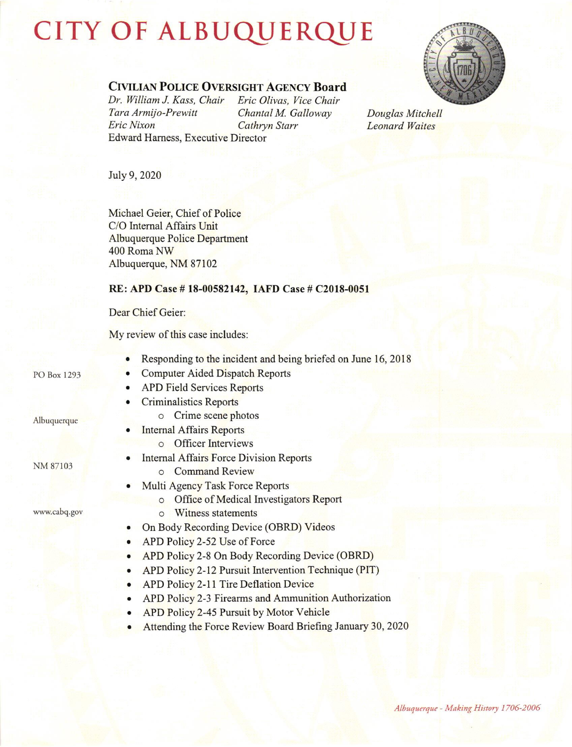# CITY OF ALBUQUERQUE

## CIVILIAN POLICE OVERSIGHT AGENCY Board

*Dr. William J. Kass, Chair* | *Eric Olivas, Vice Chair*
*Tara Armijo-Prewitt* | *Chantal M. Galloway* | *Douglas Mitchell*
*Eric Nixon* | *Cathryn Starr* | *Leonard Waites*
Edward Harness, Executive Director

PO Box 1293

Albuquerque

NM 87103

www.cabq.gov

July 9, 2020

Michael Geier, Chief of Police
C/O Internal Affairs Unit
Albuquerque Police Department
400 Roma NW
Albuquerque, NM 87102

**RE: APD Case # 18-00582142, IAFD Case # C2018-0051**

Dear Chief Geier:

My review of this case includes:

- Responding to the incident and being briefed on June 16, 2018
- Computer Aided Dispatch Reports
- APD Field Services Reports
- Criminalistics Reports
  - Crime scene photos
- Internal Affairs Reports
  - Officer Interviews
- Internal Affairs Force Division Reports
  - Command Review
- Multi Agency Task Force Reports
  - Office of Medical Investigators Report
  - Witness statements
- On Body Recording Device (OBRD) Videos
- APD Policy 2-52 Use of Force
- APD Policy 2-8 On Body Recording Device (OBRD)
- APD Policy 2-12 Pursuit Intervention Technique (PIT)
- APD Policy 2-11 Tire Deflation Device
- APD Policy 2-3 Firearms and Ammunition Authorization
- APD Policy 2-45 Pursuit by Motor Vehicle
- Attending the Force Review Board Briefing January 30, 2020

*Albuquerque - Making History 1706-2006*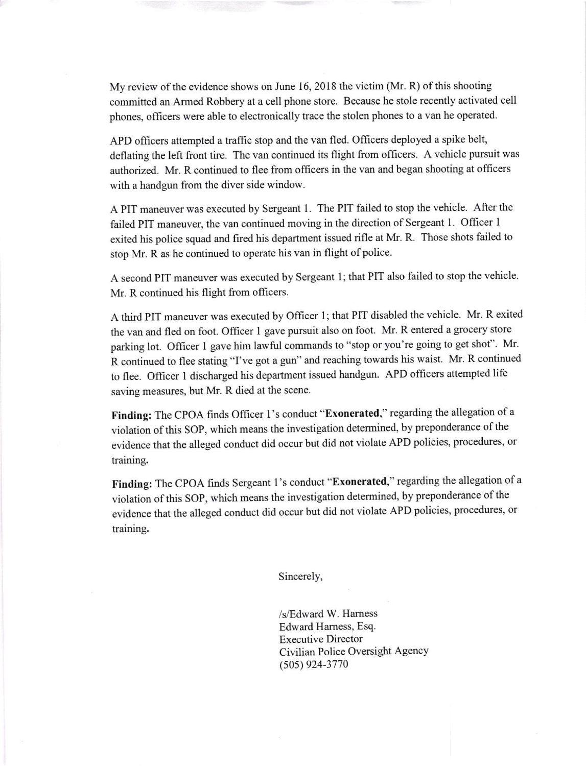My review of the evidence shows on June 16, 2018 the victim (Mr. R) of this shooting committed an Armed Robbery at a cell phone store. Because he stole recently activated cell phones, officers were able to electronically trace the stolen phones to a van he operated.

APD officers attempted a traffic stop and the van fled. Officers deployed a spike belt, deflating the left front tire. The van continued its flight from officers. A vehicle pursuit was authorized. Mr. R continued to flee from officers in the van and began shooting at officers with a handgun from the diver side window.

A PIT maneuver was executed by Sergeant 1. The PIT failed to stop the vehicle. After the failed PIT maneuver, the van continued moving in the direction of Sergeant 1. Officer 1 exited his police squad and fired his department issued rifle at Mr. R. Those shots failed to stop Mr. R as he continued to operate his van in flight of police.

A second PIT maneuver was executed by Sergeant 1; that PIT also failed to stop the vehicle. Mr. R continued his flight from officers.

A third PIT maneuver was executed by Officer 1; that PIT disabled the vehicle. Mr. R exited the van and fled on foot. Officer 1 gave pursuit also on foot. Mr. R entered a grocery store parking lot. Officer 1 gave him lawful commands to "stop or you're going to get shot". Mr. R continued to flee stating "I've got a gun" and reaching towards his waist. Mr. R continued to flee. Officer 1 discharged his department issued handgun. APD officers attempted life saving measures, but Mr. R died at the scene.

**Finding:** The CPOA finds Officer 1's conduct "**Exonerated**," regarding the allegation of a violation of this SOP, which means the investigation determined, by preponderance of the evidence that the alleged conduct did occur but did not violate APD policies, procedures, or training.

**Finding:** The CPOA finds Sergeant 1's conduct "**Exonerated**," regarding the allegation of a violation of this SOP, which means the investigation determined, by preponderance of the evidence that the alleged conduct did occur but did not violate APD policies, procedures, or training.

Sincerely,

/s/Edward W. Harness
Edward Harness, Esq.
Executive Director
Civilian Police Oversight Agency
(505) 924-3770